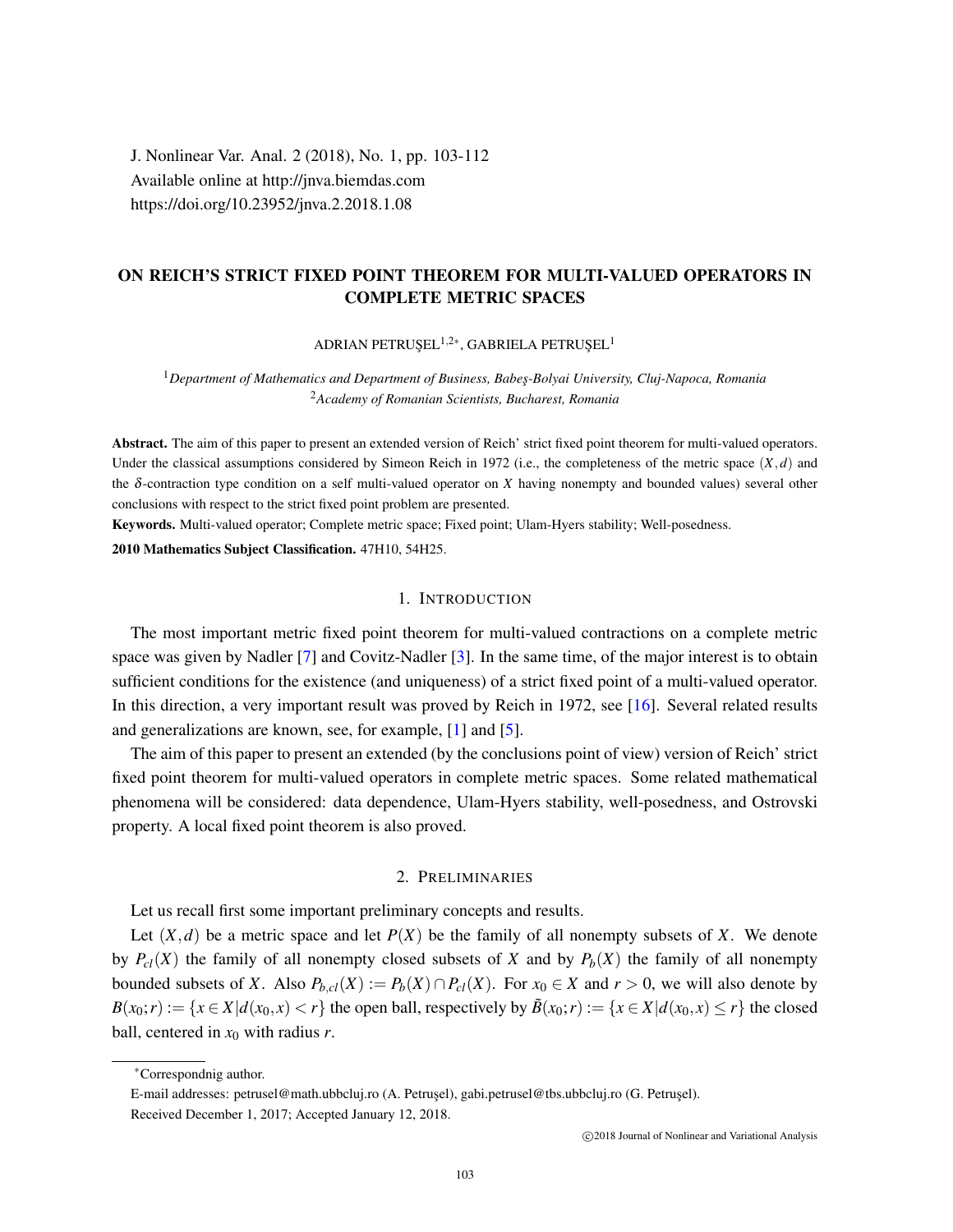J. Nonlinear Var. Anal. 2 (2018), No. 1, pp. 103-112
Available online at http://jnva.biemdas.com
https://doi.org/10.23952/jnva.2.2018.1.08

# ON REICH'S STRICT FIXED POINT THEOREM FOR MULTI-VALUED OPERATORS IN COMPLETE METRIC SPACES

ADRIAN PETRUŞEL[1,2*], GABRIELA PETRUŞEL[1]

[1] *Department of Mathematics and Department of Business, Babeş-Bolyai University, Cluj-Napoca, Romania*
[2] *Academy of Romanian Scientists, Bucharest, Romania*

**Abstract.** The aim of this paper to present an extended version of Reich' strict fixed point theorem for multi-valued operators. Under the classical assumptions considered by Simeon Reich in 1972 (i.e., the completeness of the metric space $(X,d)$ and the $\delta$-contraction type condition on a self multi-valued operator on $X$ having nonempty and bounded values) several other conclusions with respect to the strict fixed point problem are presented.

**Keywords.** Multi-valued operator; Complete metric space; Fixed point; Ulam-Hyers stability; Well-posedness.

**2010 Mathematics Subject Classification.** 47H10, 54H25.

## 1. Introduction

The most important metric fixed point theorem for multi-valued contractions on a complete metric space was given by Nadler [7] and Covitz-Nadler [3]. In the same time, of the major interest is to obtain sufficient conditions for the existence (and uniqueness) of a strict fixed point of a multi-valued operator. In this direction, a very important result was proved by Reich in 1972, see [16]. Several related results and generalizations are known, see, for example, [1] and [5].

The aim of this paper to present an extended (by the conclusions point of view) version of Reich' strict fixed point theorem for multi-valued operators in complete metric spaces. Some related mathematical phenomena will be considered: data dependence, Ulam-Hyers stability, well-posedness, and Ostrovski property. A local fixed point theorem is also proved.

## 2. Preliminaries

Let us recall first some important preliminary concepts and results.

Let $(X,d)$ be a metric space and let $P(X)$ be the family of all nonempty subsets of $X$. We denote by $P_{cl}(X)$ the family of all nonempty closed subsets of $X$ and by $P_b(X)$ the family of all nonempty bounded subsets of $X$. Also $P_{b,cl}(X) := P_b(X) \cap P_{cl}(X)$. For $x_0 \in X$ and $r > 0$, we will also denote by $B(x_0;r) := \{x \in X | d(x_0,x) < r\}$ the open ball, respectively by $\tilde{B}(x_0;r) := \{x \in X | d(x_0,x) \leq r\}$ the closed ball, centered in $x_0$ with radius $r$.

*Correspondnig author.

E-mail addresses: petrusel@math.ubbcluj.ro (A. Petruşel), gabi.petrusel@tbs.ubbcluj.ro (G. Petruşel).

Received December 1, 2017; Accepted January 12, 2018.

©2018 Journal of Nonlinear and Variational Analysis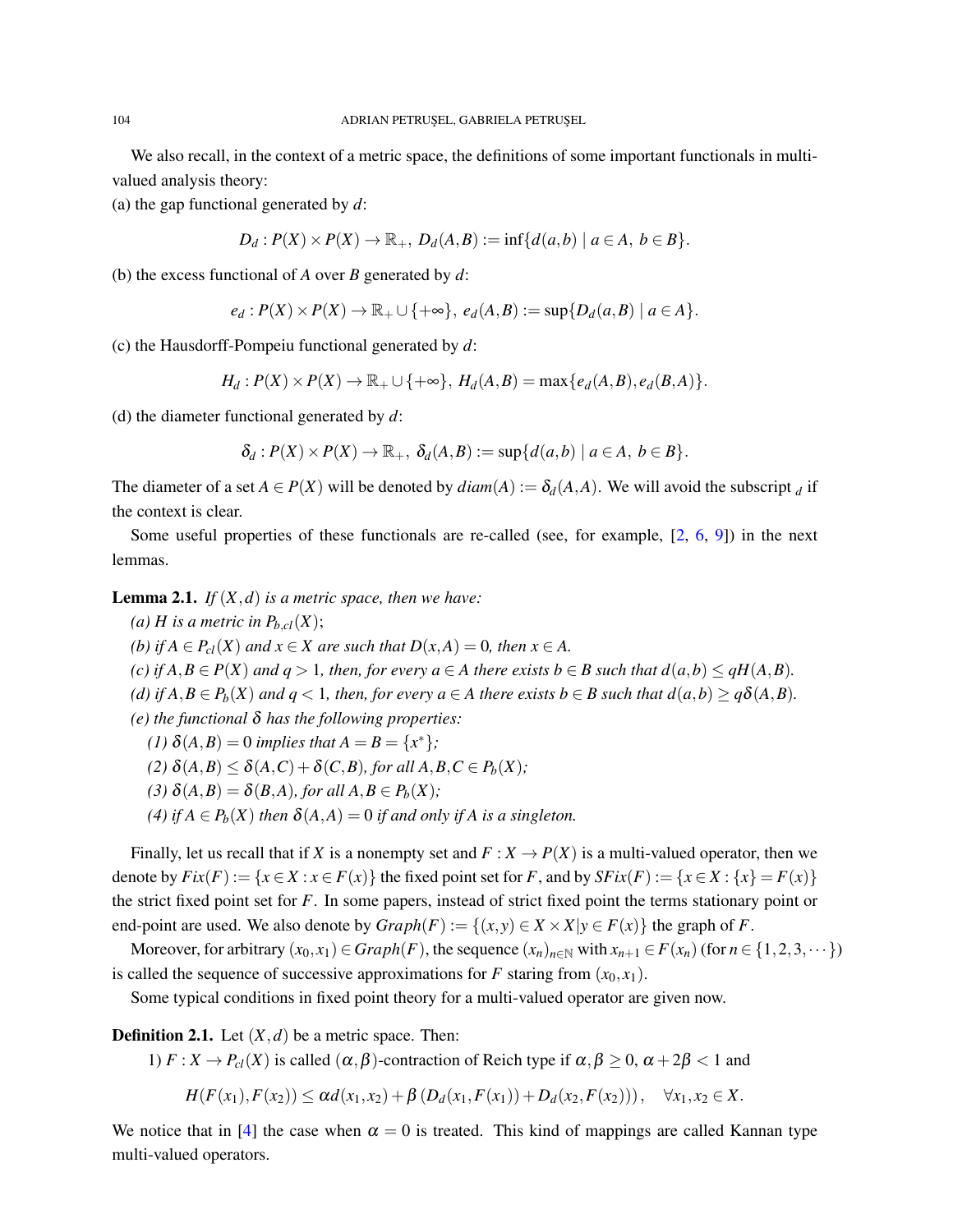We also recall, in the context of a metric space, the definitions of some important functionals in multi-valued analysis theory:

(a) the gap functional generated by $d$:

$$D_d : P(X) \times P(X) \to \mathbb{R}_+,\ D_d(A,B) := \inf\{d(a,b) \mid a \in A,\ b \in B\}.$$

(b) the excess functional of $A$ over $B$ generated by $d$:

$$e_d : P(X) \times P(X) \to \mathbb{R}_+ \cup \{+\infty\},\ e_d(A,B) := \sup\{D_d(a,B) \mid a \in A\}.$$

(c) the Hausdorff-Pompeiu functional generated by $d$:

$$H_d : P(X) \times P(X) \to \mathbb{R}_+ \cup \{+\infty\},\ H_d(A,B) = \max\{e_d(A,B), e_d(B,A)\}.$$

(d) the diameter functional generated by $d$:

$$\delta_d : P(X) \times P(X) \to \mathbb{R}_+,\ \delta_d(A,B) := \sup\{d(a,b) \mid a \in A,\ b \in B\}.$$

The diameter of a set $A \in P(X)$ will be denoted by $diam(A) := \delta_d(A,A)$. We will avoid the subscript $_d$ if the context is clear.

Some useful properties of these functionals are re-called (see, for example, [2, 6, 9]) in the next lemmas.

**Lemma 2.1.** *If $(X,d)$ is a metric space, then we have:*

*(a) $H$ is a metric in $P_{b,cl}(X)$;*

*(b) if $A \in P_{cl}(X)$ and $x \in X$ are such that $D(x,A) = 0$, then $x \in A$.*

*(c) if $A,B \in P(X)$ and $q > 1$, then, for every $a \in A$ there exists $b \in B$ such that $d(a,b) \le qH(A,B)$.*

*(d) if $A,B \in P_b(X)$ and $q < 1$, then, for every $a \in A$ there exists $b \in B$ such that $d(a,b) \ge q\delta(A,B)$.*

*(e) the functional $\delta$ has the following properties:*

*(1) $\delta(A,B) = 0$ implies that $A = B = \{x^*\}$;*

*(2) $\delta(A,B) \le \delta(A,C) + \delta(C,B)$, for all $A,B,C \in P_b(X)$;*

*(3) $\delta(A,B) = \delta(B,A)$, for all $A,B \in P_b(X)$;*

*(4) if $A \in P_b(X)$ then $\delta(A,A) = 0$ if and only if $A$ is a singleton.*

Finally, let us recall that if $X$ is a nonempty set and $F : X \to P(X)$ is a multi-valued operator, then we denote by $Fix(F) := \{x \in X : x \in F(x)\}$ the fixed point set for $F$, and by $SFix(F) := \{x \in X : \{x\} = F(x)\}$ the strict fixed point set for $F$. In some papers, instead of strict fixed point the terms stationary point or end-point are used. We also denote by $Graph(F) := \{(x,y) \in X \times X | y \in F(x)\}$ the graph of $F$.

Moreover, for arbitrary $(x_0,x_1) \in Graph(F)$, the sequence $(x_n)_{n\in\mathbb{N}}$ with $x_{n+1} \in F(x_n)$ (for $n \in \{1,2,3,\cdots\}$) is called the sequence of successive approximations for $F$ staring from $(x_0,x_1)$.

Some typical conditions in fixed point theory for a multi-valued operator are given now.

**Definition 2.1.** Let $(X,d)$ be a metric space. Then:

1) $F : X \to P_{cl}(X)$ is called $(\alpha,\beta)$-contraction of Reich type if $\alpha,\beta \ge 0$, $\alpha + 2\beta < 1$ and

$$H(F(x_1),F(x_2)) \le \alpha d(x_1,x_2) + \beta\left(D_d(x_1,F(x_1)) + D_d(x_2,F(x_2))\right), \quad \forall x_1,x_2 \in X.$$

We notice that in [4] the case when $\alpha = 0$ is treated. This kind of mappings are called Kannan type multi-valued operators.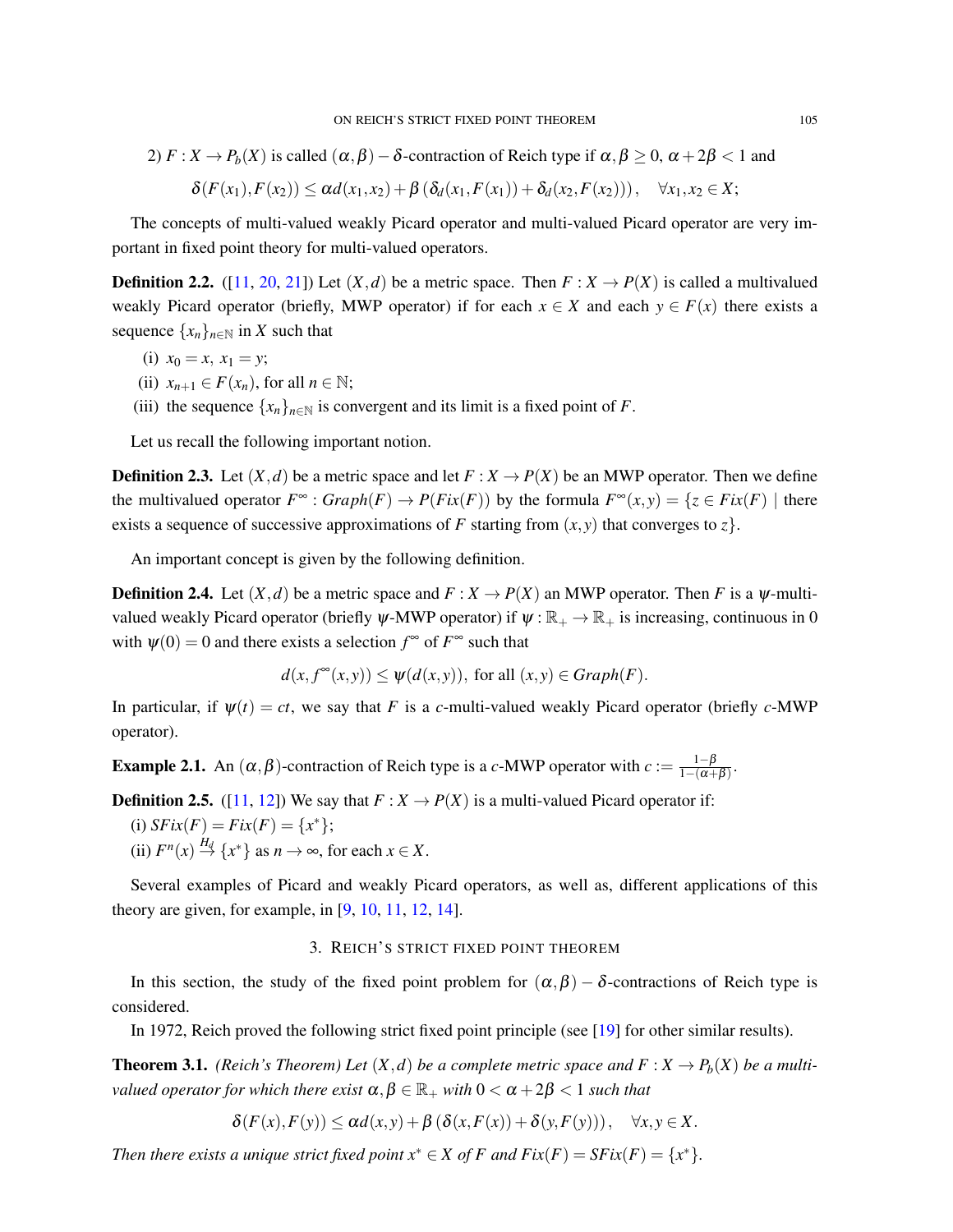2) $F : X \to P_b(X)$ is called $(\alpha,\beta)-\delta$-contraction of Reich type if $\alpha,\beta \geq 0$, $\alpha+2\beta < 1$ and

$$\delta(F(x_1),F(x_2)) \leq \alpha d(x_1,x_2) + \beta\left(\delta_d(x_1,F(x_1)) + \delta_d(x_2,F(x_2))\right), \quad \forall x_1,x_2 \in X;$$

The concepts of multi-valued weakly Picard operator and multi-valued Picard operator are very important in fixed point theory for multi-valued operators.

**Definition 2.2.** ([11, 20, 21]) Let $(X,d)$ be a metric space. Then $F : X \to P(X)$ is called a multivalued weakly Picard operator (briefly, MWP operator) if for each $x \in X$ and each $y \in F(x)$ there exists a sequence $\{x_n\}_{n\in\mathbb{N}}$ in $X$ such that

(i) $x_0 = x$, $x_1 = y$;
(ii) $x_{n+1} \in F(x_n)$, for all $n \in \mathbb{N}$;
(iii) the sequence $\{x_n\}_{n\in\mathbb{N}}$ is convergent and its limit is a fixed point of $F$.

Let us recall the following important notion.

**Definition 2.3.** Let $(X,d)$ be a metric space and let $F : X \to P(X)$ be an MWP operator. Then we define the multivalued operator $F^\infty : Graph(F) \to P(Fix(F))$ by the formula $F^\infty(x,y) = \{z \in Fix(F) \mid$ there exists a sequence of successive approximations of $F$ starting from $(x,y)$ that converges to $z\}$.

An important concept is given by the following definition.

**Definition 2.4.** Let $(X,d)$ be a metric space and $F : X \to P(X)$ an MWP operator. Then $F$ is a $\psi$-multi-valued weakly Picard operator (briefly $\psi$-MWP operator) if $\psi : \mathbb{R}_+ \to \mathbb{R}_+$ is increasing, continuous in 0 with $\psi(0) = 0$ and there exists a selection $f^\infty$ of $F^\infty$ such that

$$d(x, f^\infty(x,y)) \leq \psi(d(x,y)), \text{ for all } (x,y) \in Graph(F).$$

In particular, if $\psi(t) = ct$, we say that $F$ is a $c$-multi-valued weakly Picard operator (briefly $c$-MWP operator).

**Example 2.1.** An $(\alpha,\beta)$-contraction of Reich type is a $c$-MWP operator with $c := \frac{1-\beta}{1-(\alpha+\beta)}$.

**Definition 2.5.** ([11, 12]) We say that $F : X \to P(X)$ is a multi-valued Picard operator if:
(i) $SFix(F) = Fix(F) = \{x^*\}$;
(ii) $F^n(x) \stackrel{H_d}{\to} \{x^*\}$ as $n \to \infty$, for each $x \in X$.

Several examples of Picard and weakly Picard operators, as well as, different applications of this theory are given, for example, in [9, 10, 11, 12, 14].

## 3. Reich's strict fixed point theorem

In this section, the study of the fixed point problem for $(\alpha,\beta)-\delta$-contractions of Reich type is considered.

In 1972, Reich proved the following strict fixed point principle (see [19] for other similar results).

**Theorem 3.1.** *(Reich's Theorem) Let $(X,d)$ be a complete metric space and $F : X \to P_b(X)$ be a multi-valued operator for which there exist $\alpha,\beta \in \mathbb{R}_+$ with $0 < \alpha+2\beta < 1$ such that*

$$\delta(F(x),F(y)) \leq \alpha d(x,y) + \beta\left(\delta(x,F(x)) + \delta(y,F(y))\right), \quad \forall x,y \in X.$$

*Then there exists a unique strict fixed point $x^* \in X$ of $F$ and $Fix(F) = SFix(F) = \{x^*\}$.*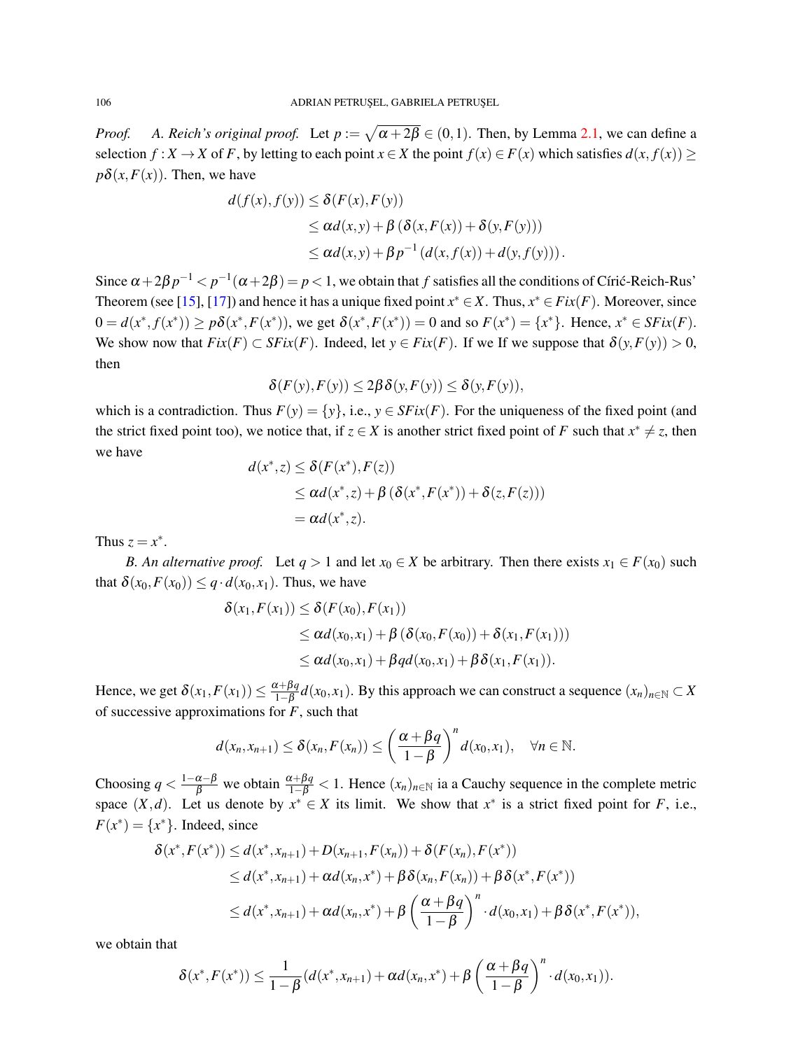*Proof.* *A. Reich's original proof.* Let $p := \sqrt{\alpha + 2\beta} \in (0,1)$. Then, by Lemma 2.1, we can define a selection $f : X \to X$ of $F$, by letting to each point $x \in X$ the point $f(x) \in F(x)$ which satisfies $d(x, f(x)) \geq p\delta(x, F(x))$. Then, we have

$$
\begin{aligned}
d(f(x), f(y)) &\leq \delta(F(x), F(y)) \\
&\leq \alpha d(x,y) + \beta\left(\delta(x, F(x)) + \delta(y, F(y))\right) \\
&\leq \alpha d(x,y) + \beta p^{-1}\left(d(x, f(x)) + d(y, f(y))\right).
\end{aligned}
$$

Since $\alpha + 2\beta p^{-1} < p^{-1}(\alpha + 2\beta) = p < 1$, we obtain that $f$ satisfies all the conditions of Círić-Reich-Rus' Theorem (see [15], [17]) and hence it has a unique fixed point $x^* \in X$. Thus, $x^* \in Fix(F)$. Moreover, since $0 = d(x^*, f(x^*)) \geq p\delta(x^*, F(x^*))$, we get $\delta(x^*, F(x^*)) = 0$ and so $F(x^*) = \{x^*\}$. Hence, $x^* \in SFix(F)$. We show now that $Fix(F) \subset SFix(F)$. Indeed, let $y \in Fix(F)$. If we If we suppose that $\delta(y, F(y)) > 0$, then

$$
\delta(F(y), F(y)) \leq 2\beta\delta(y, F(y)) \leq \delta(y, F(y)),
$$

which is a contradiction. Thus $F(y) = \{y\}$, i.e., $y \in SFix(F)$. For the uniqueness of the fixed point (and the strict fixed point too), we notice that, if $z \in X$ is another strict fixed point of $F$ such that $x^* \neq z$, then we have

$$
\begin{aligned}
d(x^*, z) &\leq \delta(F(x^*), F(z)) \\
&\leq \alpha d(x^*, z) + \beta\left(\delta(x^*, F(x^*)) + \delta(z, F(z))\right) \\
&= \alpha d(x^*, z).
\end{aligned}
$$

Thus $z = x^*$.

*B. An alternative proof.* Let $q > 1$ and let $x_0 \in X$ be arbitrary. Then there exists $x_1 \in F(x_0)$ such that $\delta(x_0, F(x_0)) \leq q \cdot d(x_0, x_1)$. Thus, we have

$$
\begin{aligned}
\delta(x_1, F(x_1)) &\leq \delta(F(x_0), F(x_1)) \\
&\leq \alpha d(x_0, x_1) + \beta\left(\delta(x_0, F(x_0)) + \delta(x_1, F(x_1))\right) \\
&\leq \alpha d(x_0, x_1) + \beta q d(x_0, x_1) + \beta\delta(x_1, F(x_1)).
\end{aligned}
$$

Hence, we get $\delta(x_1, F(x_1)) \leq \frac{\alpha + \beta q}{1 - \beta} d(x_0, x_1)$. By this approach we can construct a sequence $(x_n)_{n\in\mathbb{N}} \subset X$ of successive approximations for $F$, such that

$$
d(x_n, x_{n+1}) \leq \delta(x_n, F(x_n)) \leq \left(\frac{\alpha + \beta q}{1 - \beta}\right)^n d(x_0, x_1), \quad \forall n \in \mathbb{N}.
$$

Choosing $q < \frac{1 - \alpha - \beta}{\beta}$ we obtain $\frac{\alpha + \beta q}{1 - \beta} < 1$. Hence $(x_n)_{n\in\mathbb{N}}$ ia a Cauchy sequence in the complete metric space $(X, d)$. Let us denote by $x^* \in X$ its limit. We show that $x^*$ is a strict fixed point for $F$, i.e., $F(x^*) = \{x^*\}$. Indeed, since

$$
\begin{aligned}
\delta(x^*, F(x^*)) &\leq d(x^*, x_{n+1}) + D(x_{n+1}, F(x_n)) + \delta(F(x_n), F(x^*)) \\
&\leq d(x^*, x_{n+1}) + \alpha d(x_n, x^*) + \beta\delta(x_n, F(x_n)) + \beta\delta(x^*, F(x^*)) \\
&\leq d(x^*, x_{n+1}) + \alpha d(x_n, x^*) + \beta\left(\frac{\alpha + \beta q}{1 - \beta}\right)^n \cdot d(x_0, x_1) + \beta\delta(x^*, F(x^*)),
\end{aligned}
$$

we obtain that

$$
\delta(x^*, F(x^*)) \leq \frac{1}{1 - \beta}\left(d(x^*, x_{n+1}) + \alpha d(x_n, x^*) + \beta\left(\frac{\alpha + \beta q}{1 - \beta}\right)^n \cdot d(x_0, x_1)\right).
$$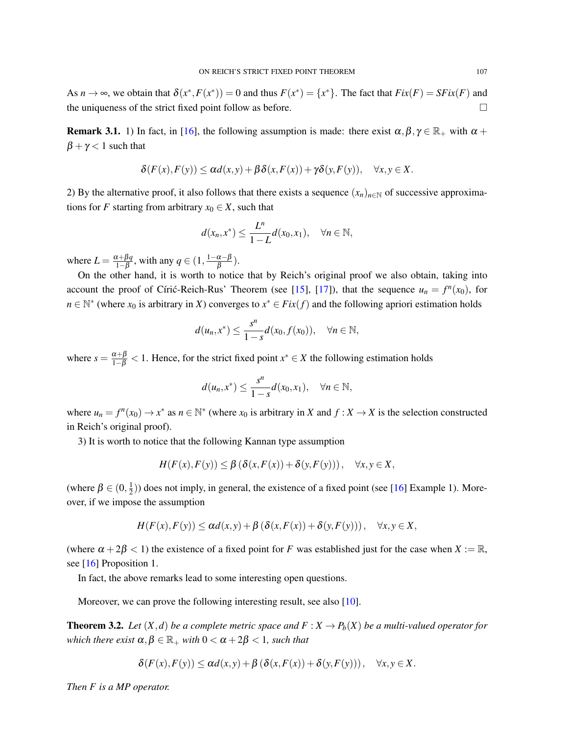As $n \to \infty$, we obtain that $\delta(x^*, F(x^*)) = 0$ and thus $F(x^*) = \{x^*\}$. The fact that $Fix(F) = SFix(F)$ and the uniqueness of the strict fixed point follow as before. $\square$

**Remark 3.1.** 1) In fact, in [16], the following assumption is made: there exist $\alpha, \beta, \gamma \in \mathbb{R}_+$ with $\alpha + \beta + \gamma < 1$ such that

$$\delta(F(x), F(y)) \leq \alpha d(x,y) + \beta \delta(x, F(x)) + \gamma \delta(y, F(y)), \quad \forall x, y \in X.$$

2) By the alternative proof, it also follows that there exists a sequence $(x_n)_{n \in \mathbb{N}}$ of successive approximations for $F$ starting from arbitrary $x_0 \in X$, such that

$$d(x_n, x^*) \leq \frac{L^n}{1-L} d(x_0, x_1), \quad \forall n \in \mathbb{N},$$

where $L = \frac{\alpha + \beta q}{1-\beta}$, with any $q \in (1, \frac{1-\alpha-\beta}{\beta})$.

On the other hand, it is worth to notice that by Reich's original proof we also obtain, taking into account the proof of Círić-Reich-Rus' Theorem (see [15], [17]), that the sequence $u_n = f^n(x_0)$, for $n \in \mathbb{N}^*$ (where $x_0$ is arbitrary in $X$) converges to $x^* \in Fix(f)$ and the following apriori estimation holds

$$d(u_n, x^*) \leq \frac{s^n}{1-s} d(x_0, f(x_0)), \quad \forall n \in \mathbb{N},$$

where $s = \frac{\alpha+\beta}{1-\beta} < 1$. Hence, for the strict fixed point $x^* \in X$ the following estimation holds

$$d(u_n, x^*) \leq \frac{s^n}{1-s} d(x_0, x_1), \quad \forall n \in \mathbb{N},$$

where $u_n = f^n(x_0) \to x^*$ as $n \in \mathbb{N}^*$ (where $x_0$ is arbitrary in $X$ and $f : X \to X$ is the selection constructed in Reich's original proof).

3) It is worth to notice that the following Kannan type assumption

$$H(F(x), F(y)) \leq \beta \left( \delta(x, F(x)) + \delta(y, F(y)) \right), \quad \forall x, y \in X,$$

(where $\beta \in (0, \frac{1}{2})$) does not imply, in general, the existence of a fixed point (see [16] Example 1). Moreover, if we impose the assumption

$$H(F(x), F(y)) \leq \alpha d(x,y) + \beta \left( \delta(x, F(x)) + \delta(y, F(y)) \right), \quad \forall x, y \in X,$$

(where $\alpha + 2\beta < 1$) the existence of a fixed point for $F$ was established just for the case when $X := \mathbb{R}$, see [16] Proposition 1.

In fact, the above remarks lead to some interesting open questions.

Moreover, we can prove the following interesting result, see also [10].

**Theorem 3.2.** *Let $(X,d)$ be a complete metric space and $F : X \to P_b(X)$ be a multi-valued operator for which there exist $\alpha, \beta \in \mathbb{R}_+$ with $0 < \alpha + 2\beta < 1$, such that*

$$\delta(F(x), F(y)) \leq \alpha d(x,y) + \beta \left( \delta(x, F(x)) + \delta(y, F(y)) \right), \quad \forall x, y \in X.$$

*Then $F$ is a MP operator.*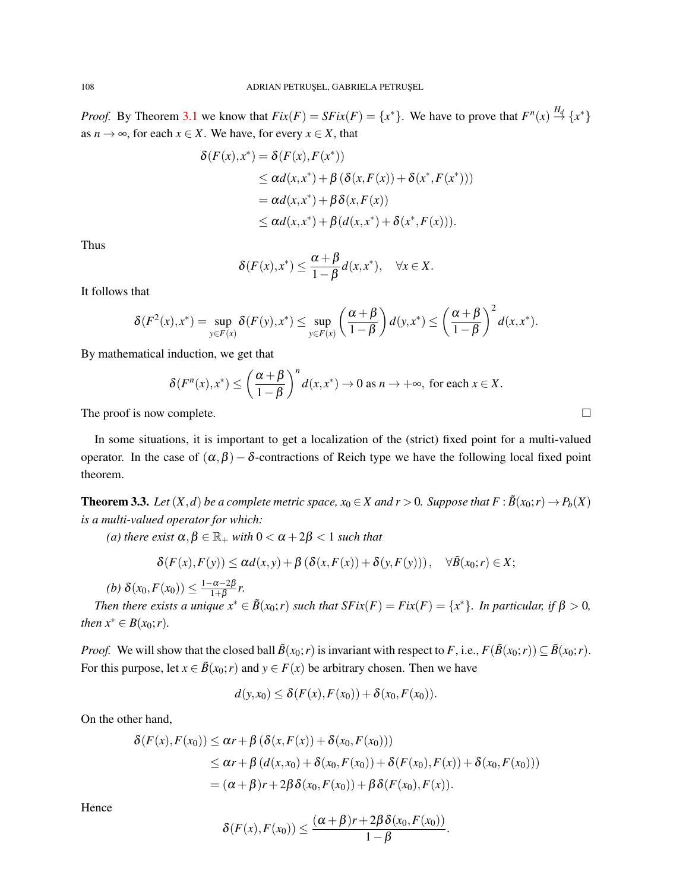*Proof.* By Theorem 3.1 we know that $Fix(F) = SFix(F) = \{x^*\}$. We have to prove that $F^n(x) \overset{H_d}{\to} \{x^*\}$ as $n \to \infty$, for each $x \in X$. We have, for every $x \in X$, that

$$
\begin{aligned}
\delta(F(x), x^*) &= \delta(F(x), F(x^*)) \\
&\le \alpha d(x, x^*) + \beta\left(\delta(x, F(x)) + \delta(x^*, F(x^*))\right) \\
&= \alpha d(x, x^*) + \beta \delta(x, F(x)) \\
&\le \alpha d(x, x^*) + \beta(d(x, x^*) + \delta(x^*, F(x))).
\end{aligned}
$$

Thus

$$
\delta(F(x), x^*) \le \frac{\alpha + \beta}{1 - \beta} d(x, x^*), \quad \forall x \in X.
$$

It follows that

$$
\delta(F^2(x), x^*) = \sup_{y \in F(x)} \delta(F(y), x^*) \le \sup_{y \in F(x)} \left(\frac{\alpha + \beta}{1 - \beta}\right) d(y, x^*) \le \left(\frac{\alpha + \beta}{1 - \beta}\right)^2 d(x, x^*).
$$

By mathematical induction, we get that

$$
\delta(F^n(x), x^*) \le \left(\frac{\alpha + \beta}{1 - \beta}\right)^n d(x, x^*) \to 0 \text{ as } n \to +\infty, \text{ for each } x \in X.
$$

The proof is now complete. □

In some situations, it is important to get a localization of the (strict) fixed point for a multi-valued operator. In the case of $(\alpha, \beta) - \delta$-contractions of Reich type we have the following local fixed point theorem.

**Theorem 3.3.** *Let $(X, d)$ be a complete metric space, $x_0 \in X$ and $r > 0$. Suppose that $F : \tilde{B}(x_0; r) \to P_b(X)$ is a multi-valued operator for which:*

*(a) there exist $\alpha, \beta \in \mathbb{R}_+$ with $0 < \alpha + 2\beta < 1$ such that*

$$
\delta(F(x), F(y)) \le \alpha d(x, y) + \beta\left(\delta(x, F(x)) + \delta(y, F(y))\right), \quad \forall \tilde{B}(x_0; r) \in X;
$$

*(b) $\delta(x_0, F(x_0)) \le \frac{1 - \alpha - 2\beta}{1 + \beta} r$.*

*Then there exists a unique $x^* \in \tilde{B}(x_0; r)$ such that $SFix(F) = Fix(F) = \{x^*\}$. In particular, if $\beta > 0$, then $x^* \in B(x_0; r)$.*

*Proof.* We will show that the closed ball $\tilde{B}(x_0; r)$ is invariant with respect to $F$, i.e., $F(\tilde{B}(x_0; r)) \subseteq \tilde{B}(x_0; r)$. For this purpose, let $x \in \tilde{B}(x_0; r)$ and $y \in F(x)$ be arbitrary chosen. Then we have

$$
d(y, x_0) \le \delta(F(x), F(x_0)) + \delta(x_0, F(x_0)).
$$

On the other hand,

$$
\begin{aligned}
\delta(F(x), F(x_0)) &\le \alpha r + \beta\left(\delta(x, F(x)) + \delta(x_0, F(x_0))\right) \\
&\le \alpha r + \beta\left(d(x, x_0) + \delta(x_0, F(x_0)) + \delta(F(x_0), F(x)) + \delta(x_0, F(x_0))\right) \\
&= (\alpha + \beta) r + 2\beta \delta(x_0, F(x_0)) + \beta \delta(F(x_0), F(x)).
\end{aligned}
$$

Hence

$$
\delta(F(x), F(x_0)) \le \frac{(\alpha + \beta) r + 2\beta \delta(x_0, F(x_0))}{1 - \beta}.
$$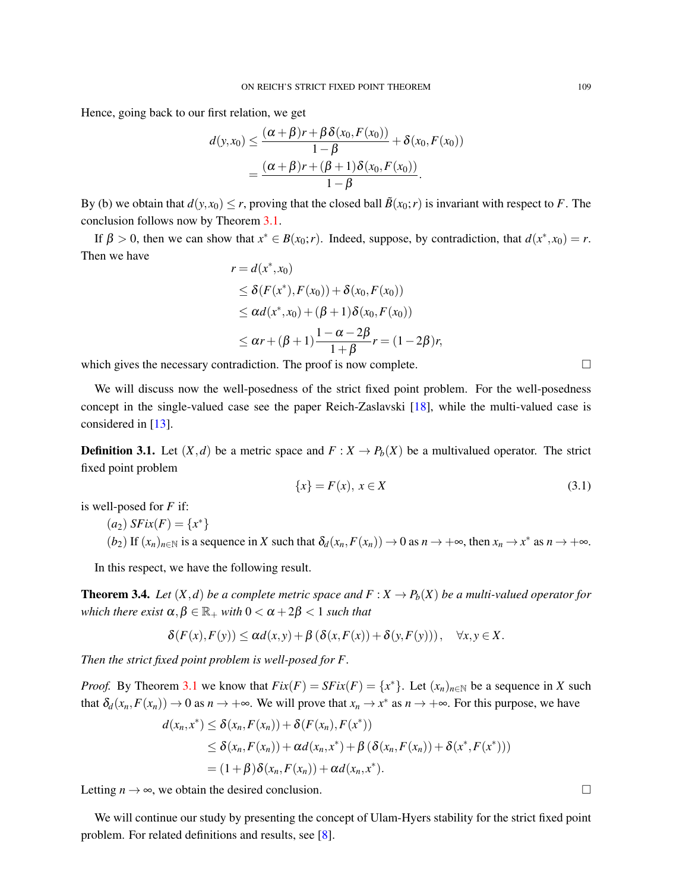Hence, going back to our first relation, we get

$$
\begin{aligned}
d(y,x_0) &\leq \frac{(\alpha+\beta)r+\beta\delta(x_0,F(x_0))}{1-\beta}+\delta(x_0,F(x_0))\\
&=\frac{(\alpha+\beta)r+(\beta+1)\delta(x_0,F(x_0))}{1-\beta}.
\end{aligned}
$$

By (b) we obtain that $d(y,x_0)\leq r$, proving that the closed ball $\tilde{B}(x_0;r)$ is invariant with respect to $F$. The conclusion follows now by Theorem 3.1.

If $\beta>0$, then we can show that $x^*\in B(x_0;r)$. Indeed, suppose, by contradiction, that $d(x^*,x_0)=r$. Then we have

$$
\begin{aligned}
r &= d(x^*,x_0)\\
&\leq \delta(F(x^*),F(x_0))+\delta(x_0,F(x_0))\\
&\leq \alpha d(x^*,x_0)+(\beta+1)\delta(x_0,F(x_0))\\
&\leq \alpha r+(\beta+1)\frac{1-\alpha-2\beta}{1+\beta}r=(1-2\beta)r,
\end{aligned}
$$

which gives the necessary contradiction. The proof is now complete. □

We will discuss now the well-posedness of the strict fixed point problem. For the well-posedness concept in the single-valued case see the paper Reich-Zaslavski [18], while the multi-valued case is considered in [13].

**Definition 3.1.** Let $(X,d)$ be a metric space and $F:X\to P_b(X)$ be a multivalued operator. The strict fixed point problem

$$
\{x\}=F(x),\; x\in X \tag{3.1}
$$

is well-posed for $F$ if:

$(a_2)$ $SFix(F)=\{x^*\}$

$(b_2)$ If $(x_n)_{n\in\mathbb{N}}$ is a sequence in $X$ such that $\delta_d(x_n,F(x_n))\to 0$ as $n\to+\infty$, then $x_n\to x^*$ as $n\to+\infty$.

In this respect, we have the following result.

**Theorem 3.4.** *Let $(X,d)$ be a complete metric space and $F:X\to P_b(X)$ be a multi-valued operator for which there exist $\alpha,\beta\in\mathbb{R}_+$ with $0<\alpha+2\beta<1$ such that*

$$
\delta(F(x),F(y))\leq \alpha d(x,y)+\beta\left(\delta(x,F(x))+\delta(y,F(y))\right),\quad \forall x,y\in X.
$$

*Then the strict fixed point problem is well-posed for $F$.*

*Proof.* By Theorem 3.1 we know that $Fix(F)=SFix(F)=\{x^*\}$. Let $(x_n)_{n\in\mathbb{N}}$ be a sequence in $X$ such that $\delta_d(x_n,F(x_n))\to 0$ as $n\to+\infty$. We will prove that $x_n\to x^*$ as $n\to+\infty$. For this purpose, we have

$$
\begin{aligned}
d(x_n,x^*) &\leq \delta(x_n,F(x_n))+\delta(F(x_n),F(x^*))\\
&\leq \delta(x_n,F(x_n))+\alpha d(x_n,x^*)+\beta\left(\delta(x_n,F(x_n))+\delta(x^*,F(x^*))\right)\\
&=(1+\beta)\delta(x_n,F(x_n))+\alpha d(x_n,x^*).
\end{aligned}
$$

Letting $n\to\infty$, we obtain the desired conclusion. □

We will continue our study by presenting the concept of Ulam-Hyers stability for the strict fixed point problem. For related definitions and results, see [8].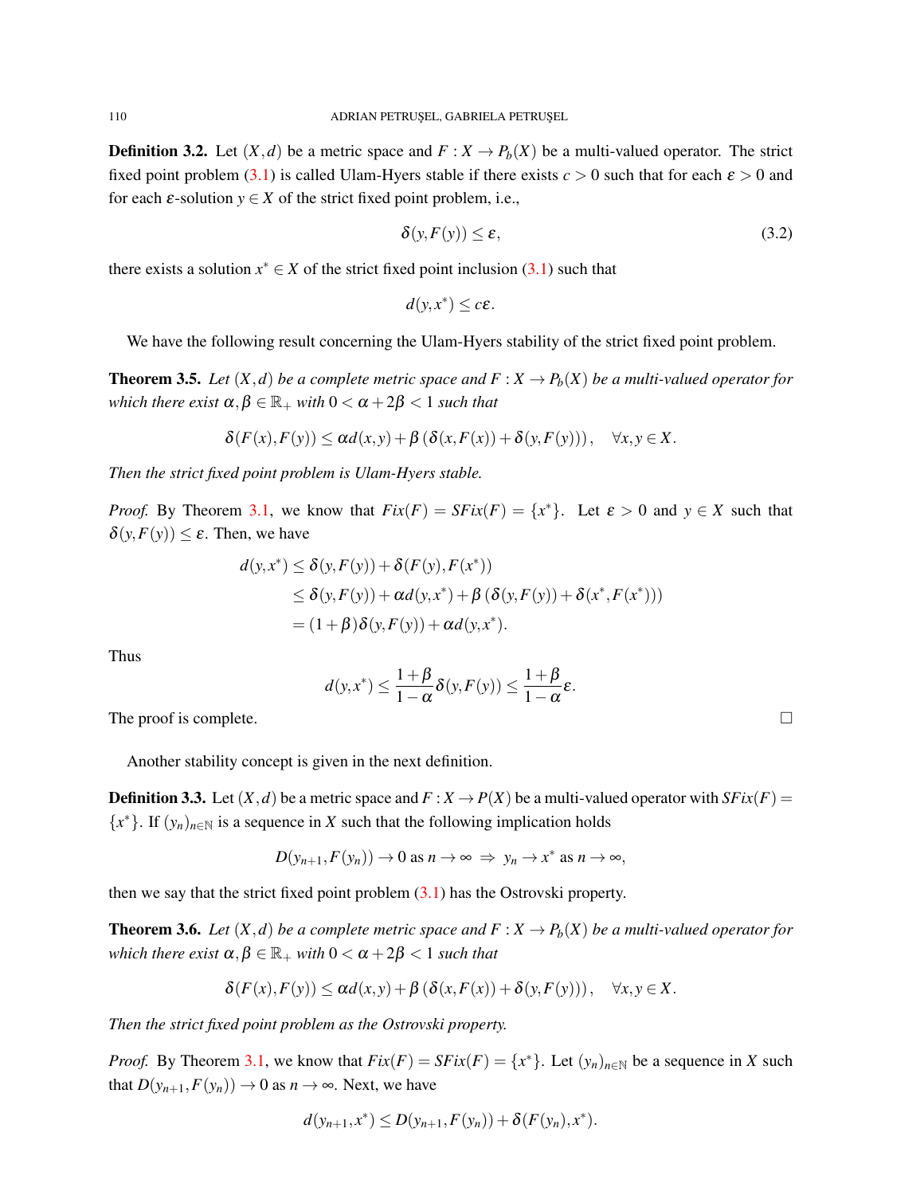**Definition 3.2.** Let $(X,d)$ be a metric space and $F : X \to P_b(X)$ be a multi-valued operator. The strict fixed point problem (3.1) is called Ulam-Hyers stable if there exists $c > 0$ such that for each $\varepsilon > 0$ and for each $\varepsilon$-solution $y \in X$ of the strict fixed point problem, i.e.,

$$\delta(y, F(y)) \leq \varepsilon, \tag{3.2}$$

there exists a solution $x^* \in X$ of the strict fixed point inclusion (3.1) such that

$$d(y, x^*) \leq c\varepsilon.$$

We have the following result concerning the Ulam-Hyers stability of the strict fixed point problem.

**Theorem 3.5.** *Let $(X,d)$ be a complete metric space and $F : X \to P_b(X)$ be a multi-valued operator for which there exist $\alpha, \beta \in \mathbb{R}_+$ with $0 < \alpha + 2\beta < 1$ such that*

$$\delta(F(x), F(y)) \leq \alpha d(x,y) + \beta\left(\delta(x, F(x)) + \delta(y, F(y))\right), \quad \forall x, y \in X.$$

*Then the strict fixed point problem is Ulam-Hyers stable.*

*Proof.* By Theorem 3.1, we know that $Fix(F) = SFix(F) = \{x^*\}$. Let $\varepsilon > 0$ and $y \in X$ such that $\delta(y, F(y)) \leq \varepsilon$. Then, we have

$$\begin{aligned}
d(y, x^*) &\leq \delta(y, F(y)) + \delta(F(y), F(x^*)) \\
&\leq \delta(y, F(y)) + \alpha d(y, x^*) + \beta\left(\delta(y, F(y)) + \delta(x^*, F(x^*))\right) \\
&= (1+\beta)\delta(y, F(y)) + \alpha d(y, x^*).
\end{aligned}$$

Thus

$$d(y, x^*) \leq \frac{1+\beta}{1-\alpha}\delta(y, F(y)) \leq \frac{1+\beta}{1-\alpha}\varepsilon.$$

The proof is complete. □

Another stability concept is given in the next definition.

**Definition 3.3.** Let $(X,d)$ be a metric space and $F : X \to P(X)$ be a multi-valued operator with $SFix(F) = \{x^*\}$. If $(y_n)_{n\in\mathbb{N}}$ is a sequence in $X$ such that the following implication holds

$$D(y_{n+1}, F(y_n)) \to 0 \text{ as } n \to \infty \;\Rightarrow\; y_n \to x^* \text{ as } n \to \infty,$$

then we say that the strict fixed point problem (3.1) has the Ostrovski property.

**Theorem 3.6.** *Let $(X,d)$ be a complete metric space and $F : X \to P_b(X)$ be a multi-valued operator for which there exist $\alpha, \beta \in \mathbb{R}_+$ with $0 < \alpha + 2\beta < 1$ such that*

$$\delta(F(x), F(y)) \leq \alpha d(x,y) + \beta\left(\delta(x, F(x)) + \delta(y, F(y))\right), \quad \forall x, y \in X.$$

*Then the strict fixed point problem as the Ostrovski property.*

*Proof.* By Theorem 3.1, we know that $Fix(F) = SFix(F) = \{x^*\}$. Let $(y_n)_{n\in\mathbb{N}}$ be a sequence in $X$ such that $D(y_{n+1}, F(y_n)) \to 0$ as $n \to \infty$. Next, we have

$$d(y_{n+1}, x^*) \leq D(y_{n+1}, F(y_n)) + \delta(F(y_n), x^*).$$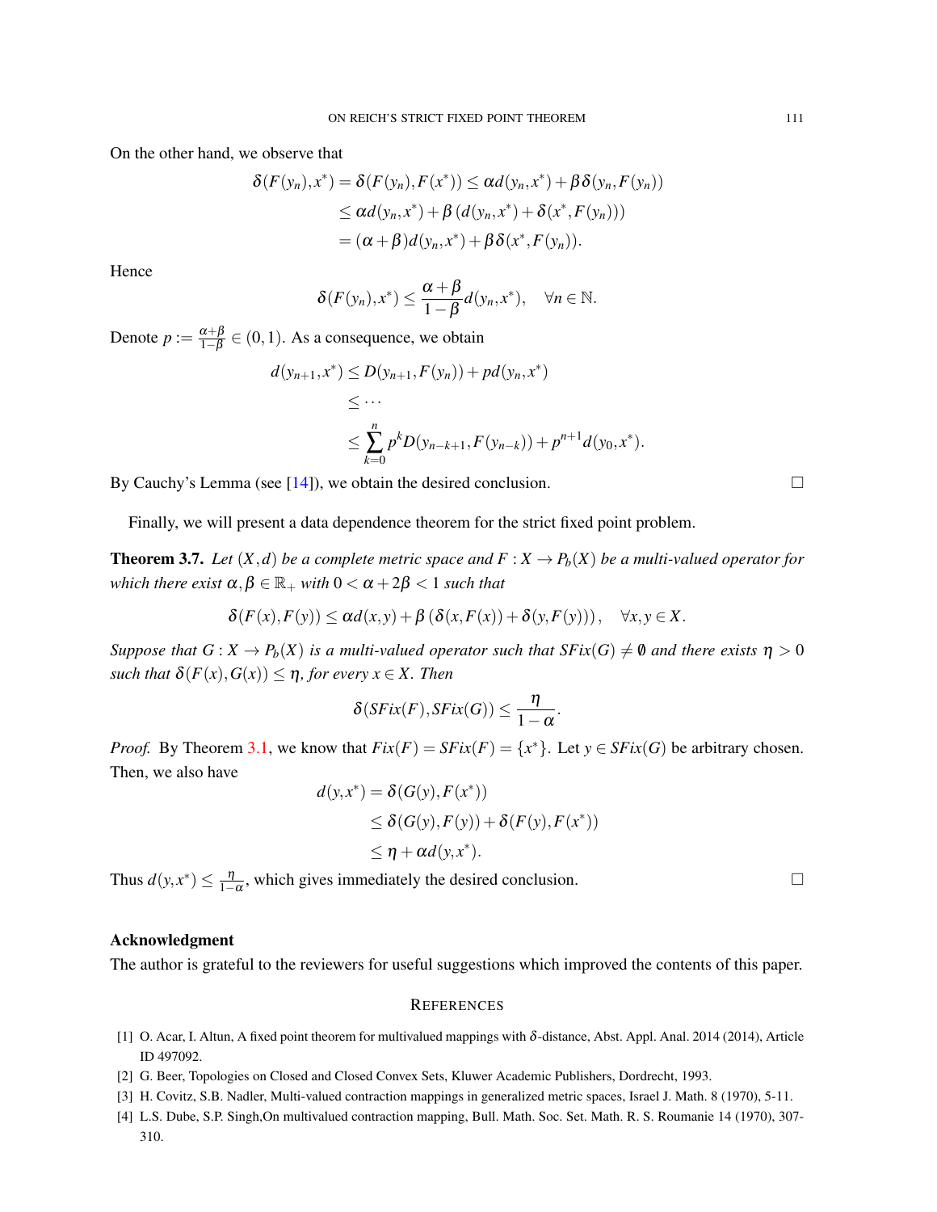On the other hand, we observe that

$$
\begin{aligned}
\delta(F(y_n),x^*) = \delta(F(y_n),F(x^*)) &\leq \alpha d(y_n,x^*) + \beta \delta(y_n,F(y_n)) \\
&\leq \alpha d(y_n,x^*) + \beta \left( d(y_n,x^*) + \delta(x^*,F(y_n)) \right) \\
&= (\alpha+\beta) d(y_n,x^*) + \beta \delta(x^*,F(y_n)).
\end{aligned}
$$

Hence

$$
\delta(F(y_n),x^*) \leq \frac{\alpha+\beta}{1-\beta} d(y_n,x^*), \quad \forall n \in \mathbb{N}.
$$

Denote $p := \frac{\alpha+\beta}{1-\beta} \in (0,1)$. As a consequence, we obtain

$$
\begin{aligned}
d(y_{n+1},x^*) &\leq D(y_{n+1},F(y_n)) + p d(y_n,x^*) \\
&\leq \cdots \\
&\leq \sum_{k=0}^{n} p^k D(y_{n-k+1},F(y_{n-k})) + p^{n+1} d(y_0,x^*).
\end{aligned}
$$

By Cauchy's Lemma (see [14]), we obtain the desired conclusion. □

Finally, we will present a data dependence theorem for the strict fixed point problem.

**Theorem 3.7.** *Let $(X,d)$ be a complete metric space and $F : X \to P_b(X)$ be a multi-valued operator for which there exist $\alpha,\beta \in \mathbb{R}_+$ with $0 < \alpha + 2\beta < 1$ such that*

$$
\delta(F(x),F(y)) \leq \alpha d(x,y) + \beta \left( \delta(x,F(x)) + \delta(y,F(y)) \right), \quad \forall x,y \in X.
$$

*Suppose that $G : X \to P_b(X)$ is a multi-valued operator such that $SFix(G) \neq \emptyset$ and there exists $\eta > 0$ such that $\delta(F(x),G(x)) \leq \eta$, for every $x \in X$. Then*

$$
\delta(SFix(F),SFix(G)) \leq \frac{\eta}{1-\alpha}.
$$

*Proof.* By Theorem 3.1, we know that $Fix(F) = SFix(F) = \{x^*\}$. Let $y \in SFix(G)$ be arbitrary chosen. Then, we also have

$$
\begin{aligned}
d(y,x^*) &= \delta(G(y),F(x^*)) \\
&\leq \delta(G(y),F(y)) + \delta(F(y),F(x^*)) \\
&\leq \eta + \alpha d(y,x^*).
\end{aligned}
$$

Thus $d(y,x^*) \leq \frac{\eta}{1-\alpha}$, which gives immediately the desired conclusion. □

## Acknowledgment

The author is grateful to the reviewers for useful suggestions which improved the contents of this paper.

## References

[1] O. Acar, I. Altun, A fixed point theorem for multivalued mappings with $\delta$-distance, Abst. Appl. Anal. 2014 (2014), Article ID 497092.

[2] G. Beer, Topologies on Closed and Closed Convex Sets, Kluwer Academic Publishers, Dordrecht, 1993.

[3] H. Covitz, S.B. Nadler, Multi-valued contraction mappings in generalized metric spaces, Israel J. Math. 8 (1970), 5-11.

[4] L.S. Dube, S.P. Singh,On multivalued contraction mapping, Bull. Math. Soc. Set. Math. R. S. Roumanie 14 (1970), 307-310.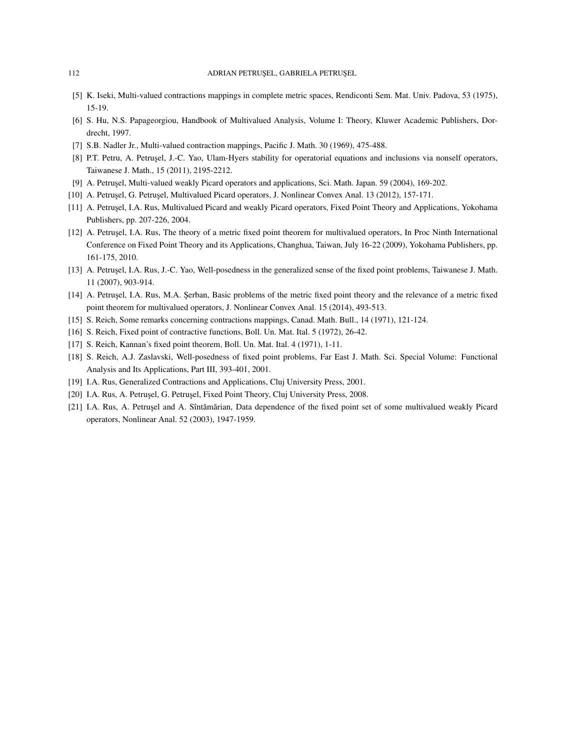[5] K. Iseki, Multi-valued contractions mappings in complete metric spaces, Rendiconti Sem. Mat. Univ. Padova, 53 (1975), 15-19.

[6] S. Hu, N.S. Papageorgiou, Handbook of Multivalued Analysis, Volume I: Theory, Kluwer Academic Publishers, Dordrecht, 1997.

[7] S.B. Nadler Jr., Multi-valued contraction mappings, Pacific J. Math. 30 (1969), 475-488.

[8] P.T. Petru, A. Petruşel, J.-C. Yao, Ulam-Hyers stability for operatorial equations and inclusions via nonself operators, Taiwanese J. Math., 15 (2011), 2195-2212.

[9] A. Petruşel, Multi-valued weakly Picard operators and applications, Sci. Math. Japan. 59 (2004), 169-202.

[10] A. Petruşel, G. Petruşel, Multivalued Picard operators, J. Nonlinear Convex Anal. 13 (2012), 157-171.

[11] A. Petruşel, I.A. Rus, Multivalued Picard and weakly Picard operators, Fixed Point Theory and Applications, Yokohama Publishers, pp. 207-226, 2004.

[12] A. Petruşel, I.A. Rus, The theory of a metric fixed point theorem for multivalued operators, In Proc Ninth International Conference on Fixed Point Theory and its Applications, Changhua, Taiwan, July 16-22 (2009), Yokohama Publishers, pp. 161-175, 2010.

[13] A. Petruşel, I.A. Rus, J.-C. Yao, Well-posedness in the generalized sense of the fixed point problems, Taiwanese J. Math. 11 (2007), 903-914.

[14] A. Petruşel, I.A. Rus, M.A. Şerban, Basic problems of the metric fixed point theory and the relevance of a metric fixed point theorem for multivalued operators, J. Nonlinear Convex Anal. 15 (2014), 493-513.

[15] S. Reich, Some remarks concerning contractions mappings, Canad. Math. Bull., 14 (1971), 121-124.

[16] S. Reich, Fixed point of contractive functions, Boll. Un. Mat. Ital. 5 (1972), 26-42.

[17] S. Reich, Kannan's fixed point theorem, Boll. Un. Mat. Ital. 4 (1971), 1-11.

[18] S. Reich, A.J. Zaslavski, Well-posedness of fixed point problems, Far East J. Math. Sci. Special Volume: Functional Analysis and Its Applications, Part III, 393-401, 2001.

[19] I.A. Rus, Generalized Contractions and Applications, Cluj University Press, 2001.

[20] I.A. Rus, A. Petruşel, G. Petruşel, Fixed Point Theory, Cluj University Press, 2008.

[21] I.A. Rus, A. Petruşel and A. Sîntămărian, Data dependence of the fixed point set of some multivalued weakly Picard operators, Nonlinear Anal. 52 (2003), 1947-1959.